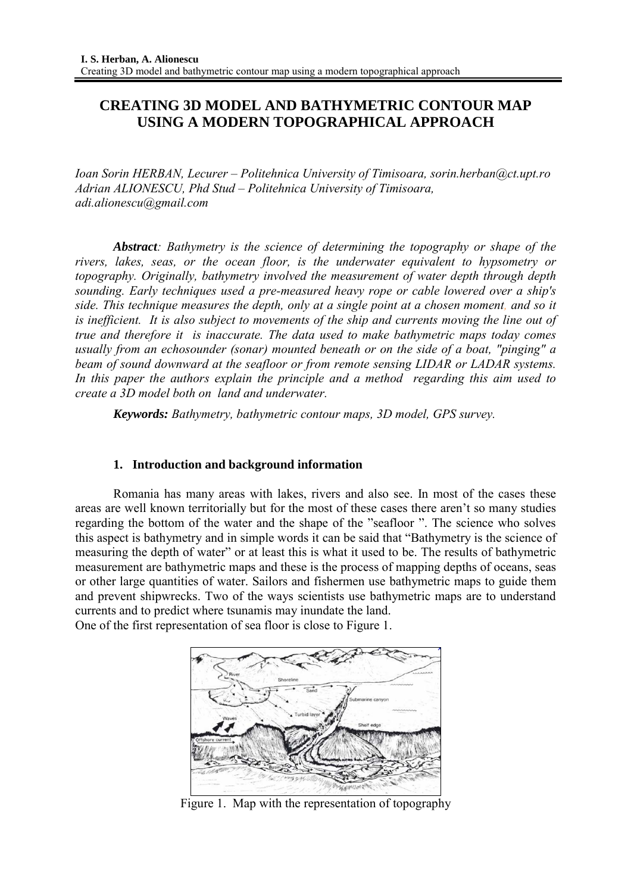# CREATING 3D MODEL AND BATHYMETRIC CONTOUR MAP USING A MODERN TOPOGRAPHICAL APPROACH

*Ioan Sorin HERBAN, Lecurer – Politehnica University of Timisoara, sorin.herban@ct.upt.ro*
*Adrian ALIONESCU, Phd Stud – Politehnica University of Timisoara, adi.alionescu@gmail.com*

***Abstract**: Bathymetry is the science of determining the topography or shape of the rivers, lakes, seas, or the ocean floor, is the underwater equivalent to hypsometry or topography. Originally, bathymetry involved the measurement of water depth through depth sounding. Early techniques used a pre-measured heavy rope or cable lowered over a ship's side. This technique measures the depth, only at a single point at a chosen moment, and so it is inefficient. It is also subject to movements of the ship and currents moving the line out of true and therefore it is inaccurate. The data used to make bathymetric maps today comes usually from an echosounder (sonar) mounted beneath or on the side of a boat, "pinging" a beam of sound downward at the seafloor or from remote sensing LIDAR or LADAR systems. In this paper the authors explain the principle and a method regarding this aim used to create a 3D model both on land and underwater.*

***Keywords:** Bathymetry, bathymetric contour maps, 3D model, GPS survey.*

## 1. Introduction and background information

Romania has many areas with lakes, rivers and also see. In most of the cases these areas are well known territorially but for the most of these cases there aren't so many studies regarding the bottom of the water and the shape of the "seafloor ". The science who solves this aspect is bathymetry and in simple words it can be said that "Bathymetry is the science of measuring the depth of water" or at least this is what it used to be. The results of bathymetric measurement are bathymetric maps and these is the process of mapping depths of oceans, seas or other large quantities of water. Sailors and fishermen use bathymetric maps to guide them and prevent shipwrecks. Two of the ways scientists use bathymetric maps are to understand currents and to predict where tsunamis may inundate the land.

One of the first representation of sea floor is close to Figure 1.

Figure 1. Map with the representation of topography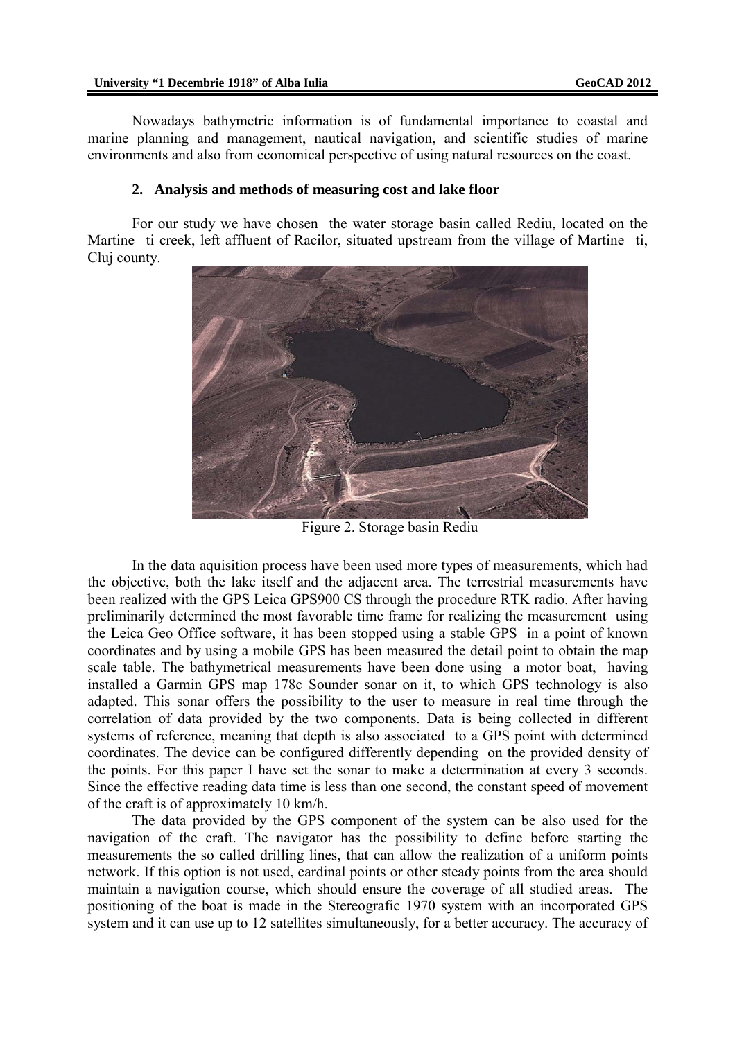Nowadays bathymetric information is of fundamental importance to coastal and marine planning and management, nautical navigation, and scientific studies of marine environments and also from economical perspective of using natural resources on the coast.

## 2. Analysis and methods of measuring cost and lake floor

For our study we have chosen the water storage basin called Rediu, located on the Martine ti creek, left affluent of Racilor, situated upstream from the village of Martine ti, Cluj county.

Figure 2. Storage basin Rediu

In the data aquisition process have been used more types of measurements, which had the objective, both the lake itself and the adjacent area. The terrestrial measurements have been realized with the GPS Leica GPS900 CS through the procedure RTK radio. After having preliminarily determined the most favorable time frame for realizing the measurement using the Leica Geo Office software, it has been stopped using a stable GPS in a point of known coordinates and by using a mobile GPS has been measured the detail point to obtain the map scale table. The bathymetrical measurements have been done using a motor boat, having installed a Garmin GPS map 178c Sounder sonar on it, to which GPS technology is also adapted. This sonar offers the possibility to the user to measure in real time through the correlation of data provided by the two components. Data is being collected in different systems of reference, meaning that depth is also associated to a GPS point with determined coordinates. The device can be configured differently depending on the provided density of the points. For this paper I have set the sonar to make a determination at every 3 seconds. Since the effective reading data time is less than one second, the constant speed of movement of the craft is of approximately 10 km/h.

The data provided by the GPS component of the system can be also used for the navigation of the craft. The navigator has the possibility to define before starting the measurements the so called drilling lines, that can allow the realization of a uniform points network. If this option is not used, cardinal points or other steady points from the area should maintain a navigation course, which should ensure the coverage of all studied areas. The positioning of the boat is made in the Stereografic 1970 system with an incorporated GPS system and it can use up to 12 satellites simultaneously, for a better accuracy. The accuracy of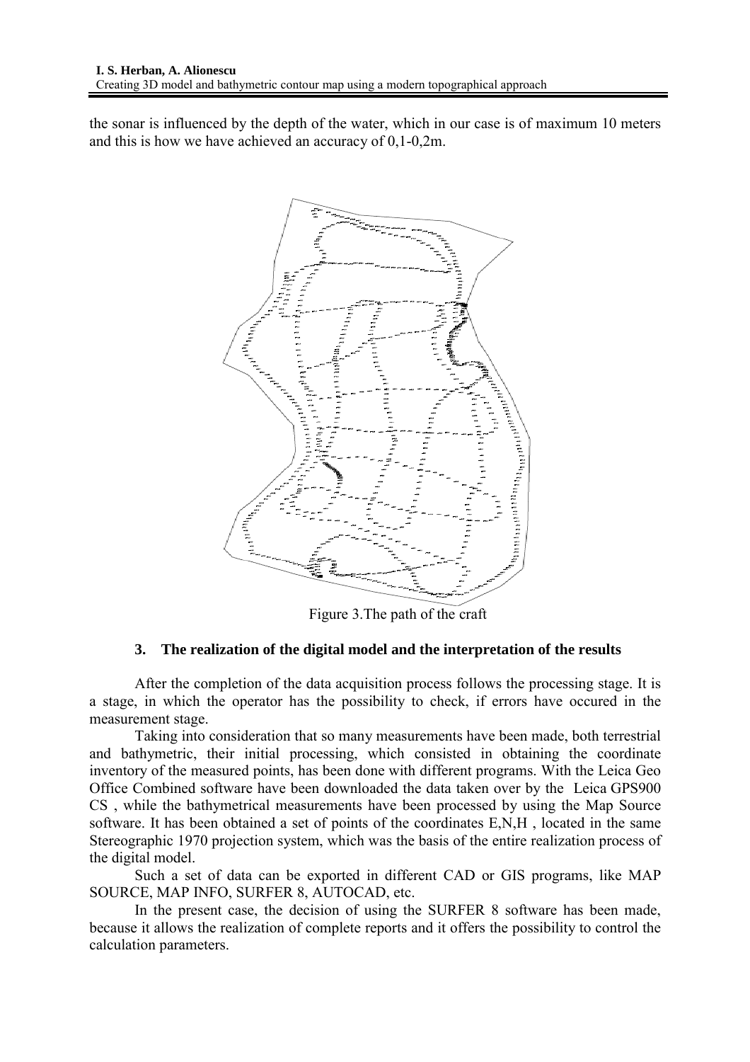the sonar is influenced by the depth of the water, which in our case is of maximum 10 meters and this is how we have achieved an accuracy of 0,1-0,2m.

Figure 3.The path of the craft

## 3. The realization of the digital model and the interpretation of the results

After the completion of the data acquisition process follows the processing stage. It is a stage, in which the operator has the possibility to check, if errors have occured in the measurement stage.

Taking into consideration that so many measurements have been made, both terrestrial and bathymetric, their initial processing, which consisted in obtaining the coordinate inventory of the measured points, has been done with different programs. With the Leica Geo Office Combined software have been downloaded the data taken over by the Leica GPS900 CS , while the bathymetrical measurements have been processed by using the Map Source software. It has been obtained a set of points of the coordinates E,N,H , located in the same Stereographic 1970 projection system, which was the basis of the entire realization process of the digital model.

Such a set of data can be exported in different CAD or GIS programs, like MAP SOURCE, MAP INFO, SURFER 8, AUTOCAD, etc.

In the present case, the decision of using the SURFER 8 software has been made, because it allows the realization of complete reports and it offers the possibility to control the calculation parameters.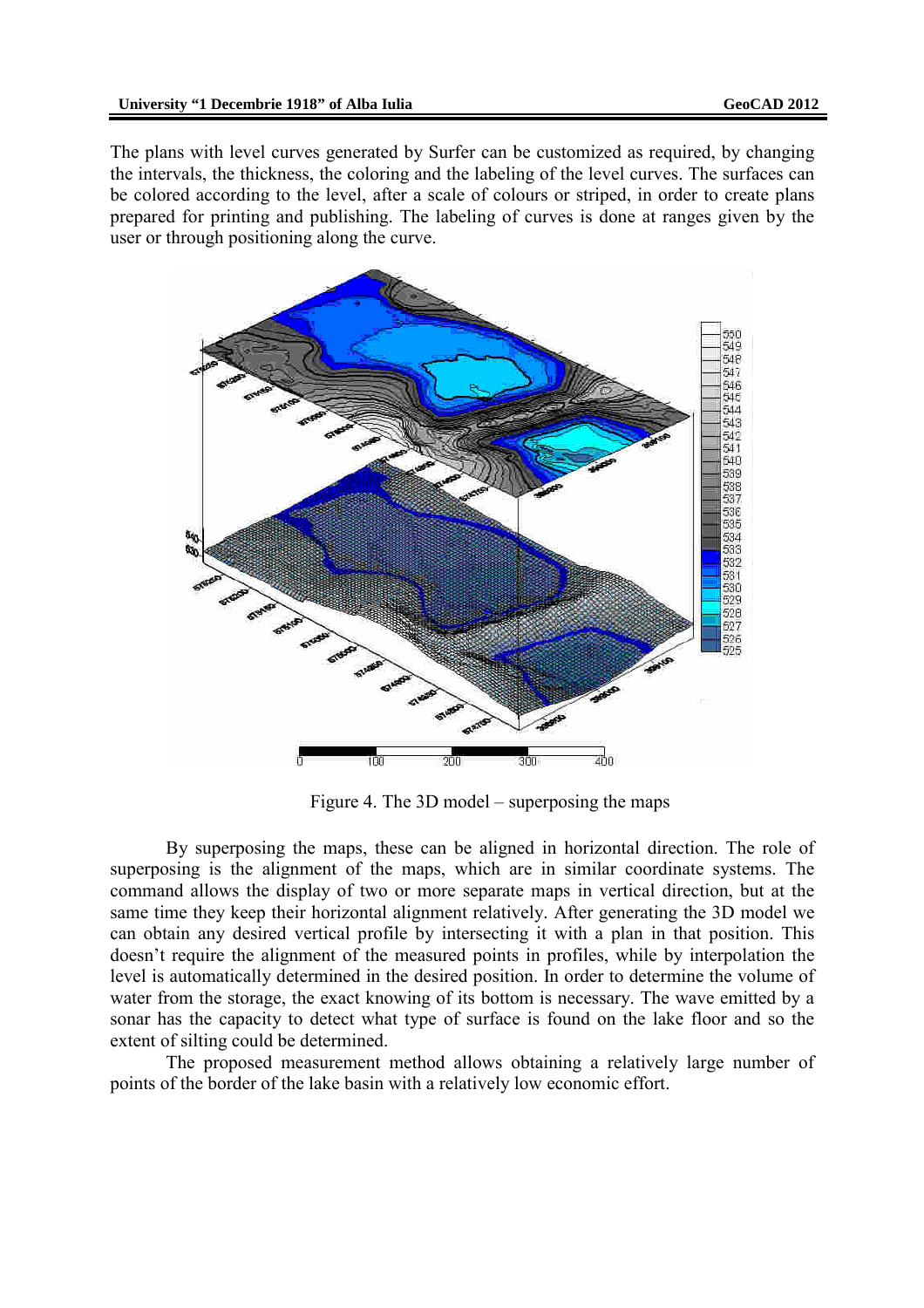The plans with level curves generated by Surfer can be customized as required, by changing the intervals, the thickness, the coloring and the labeling of the level curves. The surfaces can be colored according to the level, after a scale of colours or striped, in order to create plans prepared for printing and publishing. The labeling of curves is done at ranges given by the user or through positioning along the curve.

Figure 4. The 3D model – superposing the maps

By superposing the maps, these can be aligned in horizontal direction. The role of superposing is the alignment of the maps, which are in similar coordinate systems. The command allows the display of two or more separate maps in vertical direction, but at the same time they keep their horizontal alignment relatively. After generating the 3D model we can obtain any desired vertical profile by intersecting it with a plan in that position. This doesn't require the alignment of the measured points in profiles, while by interpolation the level is automatically determined in the desired position. In order to determine the volume of water from the storage, the exact knowing of its bottom is necessary. The wave emitted by a sonar has the capacity to detect what type of surface is found on the lake floor and so the extent of silting could be determined.

The proposed measurement method allows obtaining a relatively large number of points of the border of the lake basin with a relatively low economic effort.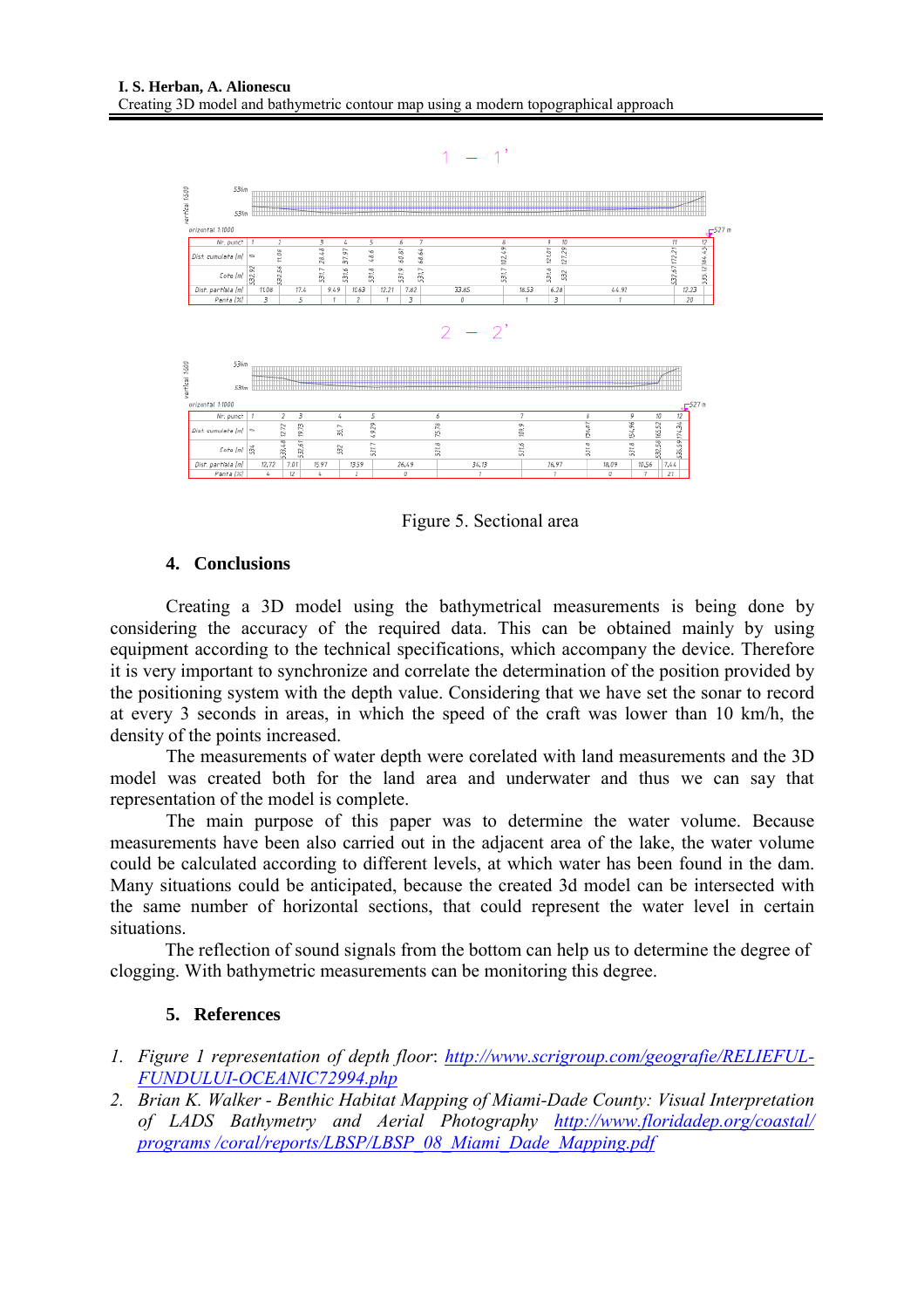Figure 5. Sectional area

## 4. Conclusions

Creating a 3D model using the bathymetrical measurements is being done by considering the accuracy of the required data. This can be obtained mainly by using equipment according to the technical specifications, which accompany the device. Therefore it is very important to synchronize and correlate the determination of the position provided by the positioning system with the depth value. Considering that we have set the sonar to record at every 3 seconds in areas, in which the speed of the craft was lower than 10 km/h, the density of the points increased.

The measurements of water depth were corelated with land measurements and the 3D model was created both for the land area and underwater and thus we can say that representation of the model is complete.

The main purpose of this paper was to determine the water volume. Because measurements have been also carried out in the adjacent area of the lake, the water volume could be calculated according to different levels, at which water has been found in the dam. Many situations could be anticipated, because the created 3d model can be intersected with the same number of horizontal sections, that could represent the water level in certain situations.

The reflection of sound signals from the bottom can help us to determine the degree of clogging. With bathymetric measurements can be monitoring this degree.

## 5. References

1. *Figure 1 representation of depth floor*: http://www.scrigroup.com/geografie/RELIEFUL-FUNDULUI-OCEANIC72994.php
2. *Brian K. Walker - Benthic Habitat Mapping of Miami-Dade County: Visual Interpretation of LADS Bathymetry and Aerial Photography* http://www.floridadep.org/coastal/programs /coral/reports/LBSP/LBSP_08_Miami_Dade_Mapping.pdf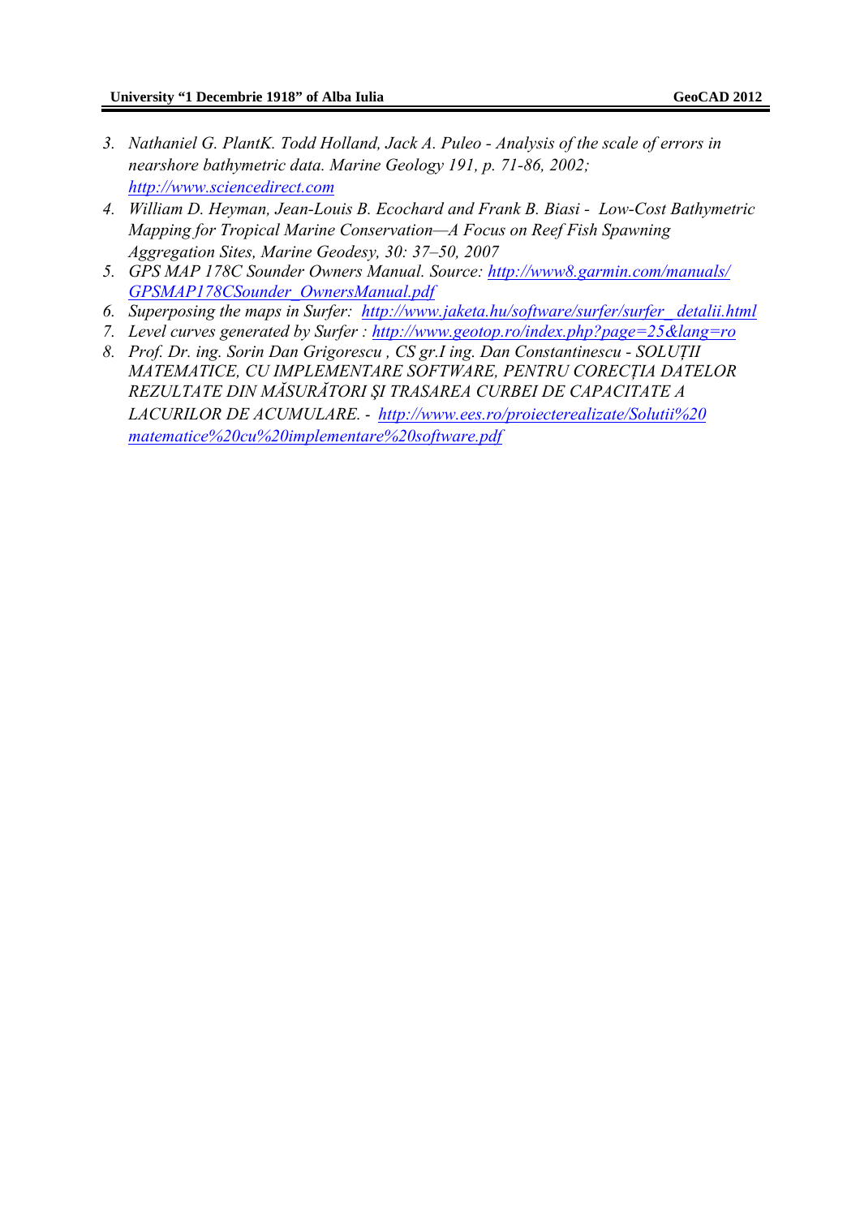3. *Nathaniel G. PlantK. Todd Holland, Jack A. Puleo - Analysis of the scale of errors in nearshore bathymetric data. Marine Geology 191, p. 71-86, 2002; http://www.sciencedirect.com*
4. *William D. Heyman, Jean-Louis B. Ecochard and Frank B. Biasi - Low-Cost Bathymetric Mapping for Tropical Marine Conservation—A Focus on Reef Fish Spawning Aggregation Sites, Marine Geodesy, 30: 37–50, 2007*
5. *GPS MAP 178C Sounder Owners Manual. Source: http://www8.garmin.com/manuals/GPSMAP178CSounder_OwnersManual.pdf*
6. *Superposing the maps in Surfer: http://www.jaketa.hu/software/surfer/surfer_detalii.html*
7. *Level curves generated by Surfer : http://www.geotop.ro/index.php?page=25&lang=ro*
8. *Prof. Dr. ing. Sorin Dan Grigorescu , CS gr.I ing. Dan Constantinescu - SOLUȚII MATEMATICE, CU IMPLEMENTARE SOFTWARE, PENTRU CORECȚIA DATELOR REZULTATE DIN MĂSURĂTORI ŞI TRASAREA CURBEI DE CAPACITATE A LACURILOR DE ACUMULARE. - http://www.ees.ro/proiecterealizate/Solutii%20matematice%20cu%20implementare%20software.pdf*